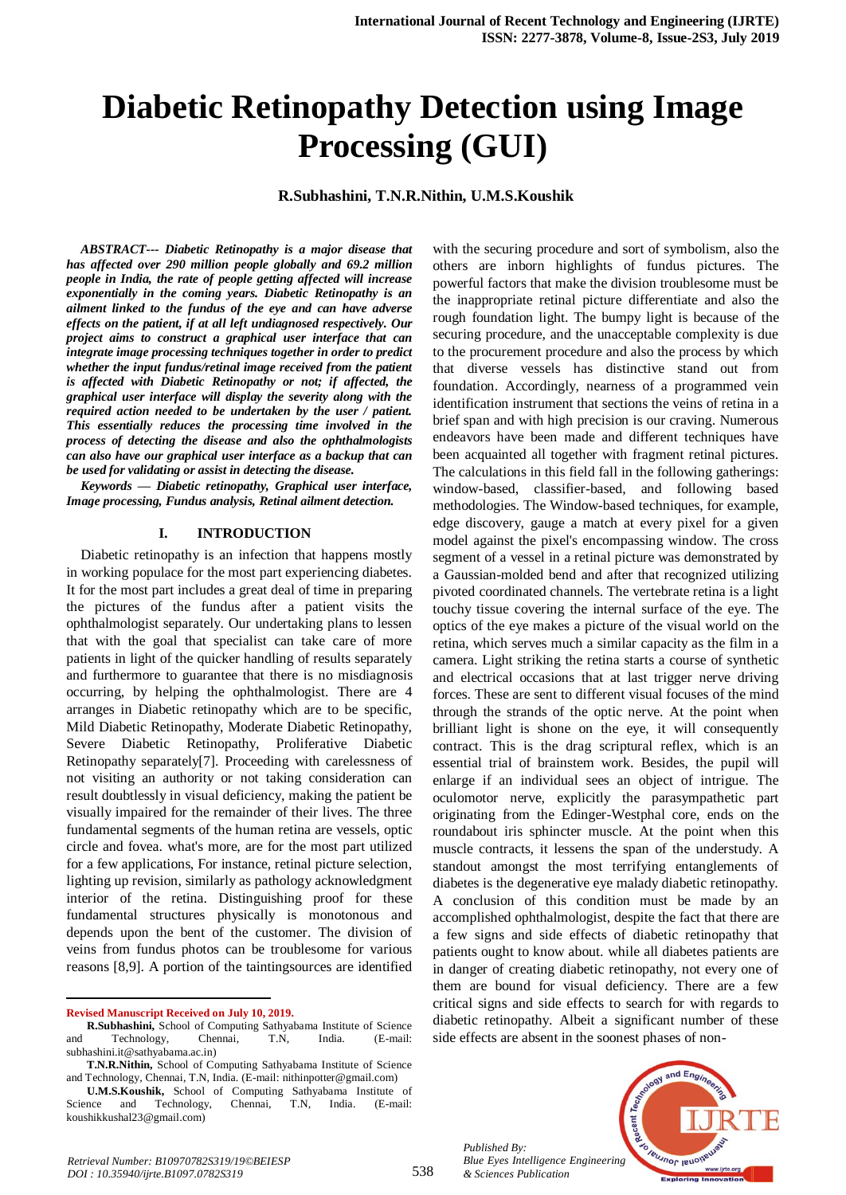# Diabetic Retinopathy Detection using Image Processing (GUI)

**R.Subhashini, T.N.R.Nithin, U.M.S.Koushik**

***ABSTRACT--- Diabetic Retinopathy is a major disease that has affected over 290 million people globally and 69.2 million people in India, the rate of people getting affected will increase exponentially in the coming years. Diabetic Retinopathy is an ailment linked to the fundus of the eye and can have adverse effects on the patient, if at all left undiagnosed respectively. Our project aims to construct a graphical user interface that can integrate image processing techniques together in order to predict whether the input fundus/retinal image received from the patient is affected with Diabetic Retinopathy or not; if affected, the graphical user interface will display the severity along with the required action needed to be undertaken by the user / patient. This essentially reduces the processing time involved in the process of detecting the disease and also the ophthalmologists can also have our graphical user interface as a backup that can be used for validating or assist in detecting the disease.***

***Keywords — Diabetic retinopathy, Graphical user interface, Image processing, Fundus analysis, Retinal ailment detection.***

## I. INTRODUCTION

Diabetic retinopathy is an infection that happens mostly in working populace for the most part experiencing diabetes. It for the most part includes a great deal of time in preparing the pictures of the fundus after a patient visits the ophthalmologist separately. Our undertaking plans to lessen that with the goal that specialist can take care of more patients in light of the quicker handling of results separately and furthermore to guarantee that there is no misdiagnosis occurring, by helping the ophthalmologist. There are 4 arranges in Diabetic retinopathy which are to be specific, Mild Diabetic Retinopathy, Moderate Diabetic Retinopathy, Severe Diabetic Retinopathy, Proliferative Diabetic Retinopathy separately[7]. Proceeding with carelessness of not visiting an authority or not taking consideration can result doubtlessly in visual deficiency, making the patient be visually impaired for the remainder of their lives. The three fundamental segments of the human retina are vessels, optic circle and fovea. what's more, are for the most part utilized for a few applications, For instance, retinal picture selection, lighting up revision, similarly as pathology acknowledgment interior of the retina. Distinguishing proof for these fundamental structures physically is monotonous and depends upon the bent of the customer. The division of veins from fundus photos can be troublesome for various reasons [8,9]. A portion of the taintingsources are identified with the securing procedure and sort of symbolism, also the others are inborn highlights of fundus pictures. The powerful factors that make the division troublesome must be the inappropriate retinal picture differentiate and also the rough foundation light. The bumpy light is because of the securing procedure, and the unacceptable complexity is due to the procurement procedure and also the process by which that diverse vessels has distinctive stand out from foundation. Accordingly, nearness of a programmed vein identification instrument that sections the veins of retina in a brief span and with high precision is our craving. Numerous endeavors have been made and different techniques have been acquainted all together with fragment retinal pictures. The calculations in this field fall in the following gatherings: window-based, classifier-based, and following based methodologies. The Window-based techniques, for example, edge discovery, gauge a match at every pixel for a given model against the pixel's encompassing window. The cross segment of a vessel in a retinal picture was demonstrated by a Gaussian-molded bend and after that recognized utilizing pivoted coordinated channels. The vertebrate retina is a light touchy tissue covering the internal surface of the eye. The optics of the eye makes a picture of the visual world on the retina, which serves much a similar capacity as the film in a camera. Light striking the retina starts a course of synthetic and electrical occasions that at last trigger nerve driving forces. These are sent to different visual focuses of the mind through the strands of the optic nerve. At the point when brilliant light is shone on the eye, it will consequently contract. This is the drag scriptural reflex, which is an essential trial of brainstem work. Besides, the pupil will enlarge if an individual sees an object of intrigue. The oculomotor nerve, explicitly the parasympathetic part originating from the Edinger-Westphal core, ends on the roundabout iris sphincter muscle. At the point when this muscle contracts, it lessens the span of the understudy. A standout amongst the most terrifying entanglements of diabetes is the degenerative eye malady diabetic retinopathy. A conclusion of this condition must be made by an accomplished ophthalmologist, despite the fact that there are a few signs and side effects of diabetic retinopathy that patients ought to know about. while all diabetes patients are in danger of creating diabetic retinopathy, not every one of them are bound for visual deficiency. There are a few critical signs and side effects to search for with regards to diabetic retinopathy. Albeit a significant number of these side effects are absent in the soonest phases of non-

---

**Revised Manuscript Received on July 10, 2019.**

**R.Subhashini,** School of Computing Sathyabama Institute of Science and Technology, Chennai, T.N, India. (E-mail: subhashini.it@sathyabama.ac.in)

**T.N.R.Nithin,** School of Computing Sathyabama Institute of Science and Technology, Chennai, T.N, India. (E-mail: nithinpotter@gmail.com)

**U.M.S.Koushik,** School of Computing Sathyabama Institute of Science and Technology, Chennai, T.N, India. (E-mail: koushikkushal23@gmail.com)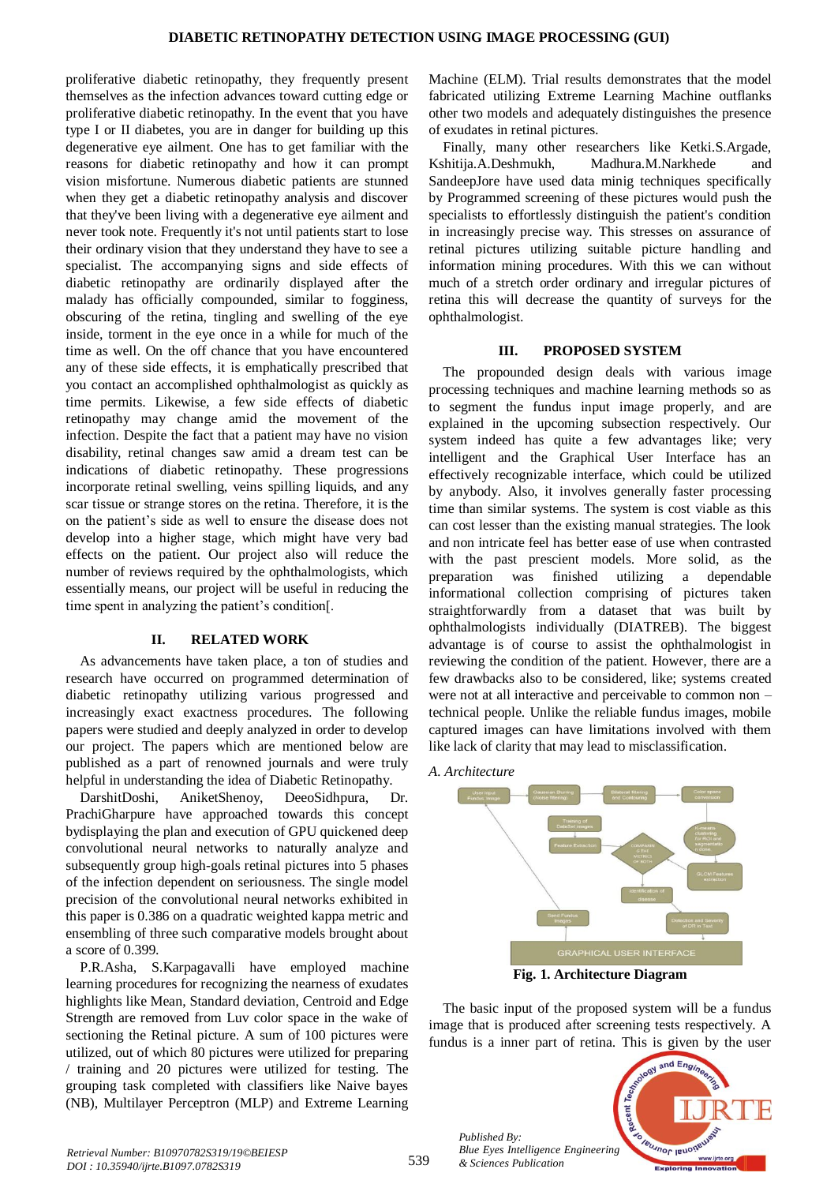proliferative diabetic retinopathy, they frequently present themselves as the infection advances toward cutting edge or proliferative diabetic retinopathy. In the event that you have type I or II diabetes, you are in danger for building up this degenerative eye ailment. One has to get familiar with the reasons for diabetic retinopathy and how it can prompt vision misfortune. Numerous diabetic patients are stunned when they get a diabetic retinopathy analysis and discover that they've been living with a degenerative eye ailment and never took note. Frequently it's not until patients start to lose their ordinary vision that they understand they have to see a specialist. The accompanying signs and side effects of diabetic retinopathy are ordinarily displayed after the malady has officially compounded, similar to fogginess, obscuring of the retina, tingling and swelling of the eye inside, torment in the eye once in a while for much of the time as well. On the off chance that you have encountered any of these side effects, it is emphatically prescribed that you contact an accomplished ophthalmologist as quickly as time permits. Likewise, a few side effects of diabetic retinopathy may change amid the movement of the infection. Despite the fact that a patient may have no vision disability, retinal changes saw amid a dream test can be indications of diabetic retinopathy. These progressions incorporate retinal swelling, veins spilling liquids, and any scar tissue or strange stores on the retina. Therefore, it is the on the patient's side as well to ensure the disease does not develop into a higher stage, which might have very bad effects on the patient. Our project also will reduce the number of reviews required by the ophthalmologists, which essentially means, our project will be useful in reducing the time spent in analyzing the patient's condition[.

## II. RELATED WORK

As advancements have taken place, a ton of studies and research have occurred on programmed determination of diabetic retinopathy utilizing various progressed and increasingly exact exactness procedures. The following papers were studied and deeply analyzed in order to develop our project. The papers which are mentioned below are published as a part of renowned journals and were truly helpful in understanding the idea of Diabetic Retinopathy.

DarshitDoshi, AniketShenoy, DeeoSidhpura, Dr. PrachiGharpure have approached towards this concept bydisplaying the plan and execution of GPU quickened deep convolutional neural networks to naturally analyze and subsequently group high-goals retinal pictures into 5 phases of the infection dependent on seriousness. The single model precision of the convolutional neural networks exhibited in this paper is 0.386 on a quadratic weighted kappa metric and ensembling of three such comparative models brought about a score of 0.399.

P.R.Asha, S.Karpagavalli have employed machine learning procedures for recognizing the nearness of exudates highlights like Mean, Standard deviation, Centroid and Edge Strength are removed from Luv color space in the wake of sectioning the Retinal picture. A sum of 100 pictures were utilized, out of which 80 pictures were utilized for preparing / training and 20 pictures were utilized for testing. The grouping task completed with classifiers like Naive bayes (NB), Multilayer Perceptron (MLP) and Extreme Learning Machine (ELM). Trial results demonstrates that the model fabricated utilizing Extreme Learning Machine outflanks other two models and adequately distinguishes the presence of exudates in retinal pictures.

Finally, many other researchers like Ketki.S.Argade, Kshitija.A.Deshmukh, Madhura.M.Narkhede and SandeepJore have used data minig techniques specifically by Programmed screening of these pictures would push the specialists to effortlessly distinguish the patient's condition in increasingly precise way. This stresses on assurance of retinal pictures utilizing suitable picture handling and information mining procedures. With this we can without much of a stretch order ordinary and irregular pictures of retina this will decrease the quantity of surveys for the ophthalmologist.

## III. PROPOSED SYSTEM

The propounded design deals with various image processing techniques and machine learning methods so as to segment the fundus input image properly, and are explained in the upcoming subsection respectively. Our system indeed has quite a few advantages like; very intelligent and the Graphical User Interface has an effectively recognizable interface, which could be utilized by anybody. Also, it involves generally faster processing time than similar systems. The system is cost viable as this can cost lesser than the existing manual strategies. The look and non intricate feel has better ease of use when contrasted with the past prescient models. More solid, as the preparation was finished utilizing a dependable informational collection comprising of pictures taken straightforwardly from a dataset that was built by ophthalmologists individually (DIATREB). The biggest advantage is of course to assist the ophthalmologist in reviewing the condition of the patient. However, there are a few drawbacks also to be considered, like; systems created were not at all interactive and perceivable to common non – technical people. Unlike the reliable fundus images, mobile captured images can have limitations involved with them like lack of clarity that may lead to misclassification.

### A. Architecture

**Fig. 1. Architecture Diagram**

The basic input of the proposed system will be a fundus image that is produced after screening tests respectively. A fundus is a inner part of retina. This is given by the user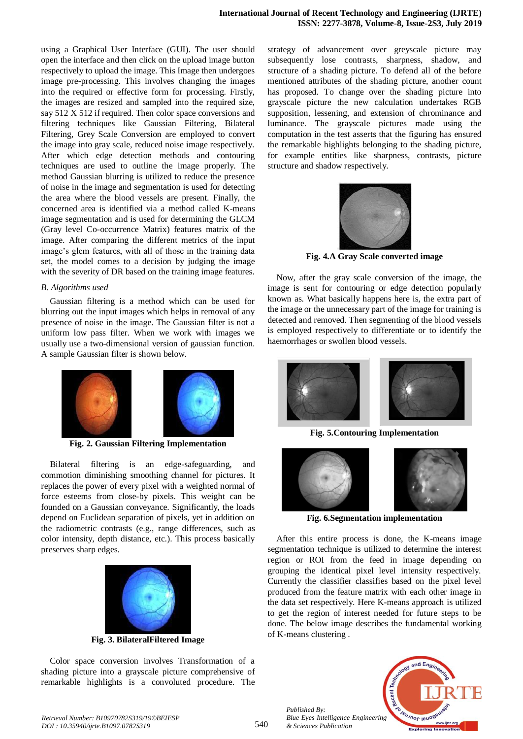using a Graphical User Interface (GUI). The user should open the interface and then click on the upload image button respectively to upload the image. This Image then undergoes image pre-processing. This involves changing the images into the required or effective form for processing. Firstly, the images are resized and sampled into the required size, say 512 X 512 if required. Then color space conversions and filtering techniques like Gaussian Filtering, Bilateral Filtering, Grey Scale Conversion are employed to convert the image into gray scale, reduced noise image respectively. After which edge detection methods and contouring techniques are used to outline the image properly. The method Gaussian blurring is utilized to reduce the presence of noise in the image and segmentation is used for detecting the area where the blood vessels are present. Finally, the concerned area is identified via a method called K-means image segmentation and is used for determining the GLCM (Gray level Co-occurrence Matrix) features matrix of the image. After comparing the different metrics of the input image's glcm features, with all of those in the training data set, the model comes to a decision by judging the image with the severity of DR based on the training image features.

### B. Algorithms used

Gaussian filtering is a method which can be used for blurring out the input images which helps in removal of any presence of noise in the image. The Gaussian filter is not a uniform low pass filter. When we work with images we usually use a two-dimensional version of gaussian function. A sample Gaussian filter is shown below.

**Fig. 2. Gaussian Filtering Implementation**

Bilateral filtering is an edge-safeguarding, and commotion diminishing smoothing channel for pictures. It replaces the power of every pixel with a weighted normal of force esteems from close-by pixels. This weight can be founded on a Gaussian conveyance. Significantly, the loads depend on Euclidean separation of pixels, yet in addition on the radiometric contrasts (e.g., range differences, such as color intensity, depth distance, etc.). This process basically preserves sharp edges.

**Fig. 3. BilateralFiltered Image**

Color space conversion involves Transformation of a shading picture into a grayscale picture comprehensive of remarkable highlights is a convoluted procedure. The strategy of advancement over greyscale picture may subsequently lose contrasts, sharpness, shadow, and structure of a shading picture. To defend all of the before mentioned attributes of the shading picture, another count has proposed. To change over the shading picture into grayscale picture the new calculation undertakes RGB supposition, lessening, and extension of chrominance and luminance. The grayscale pictures made using the computation in the test asserts that the figuring has ensured the remarkable highlights belonging to the shading picture, for example entities like sharpness, contrasts, picture structure and shadow respectively.

**Fig. 4.A Gray Scale converted image**

Now, after the gray scale conversion of the image, the image is sent for contouring or edge detection popularly known as. What basically happens here is, the extra part of the image or the unnecessary part of the image for training is detected and removed. Then segmenting of the blood vessels is employed respectively to differentiate or to identify the haemorrhages or swollen blood vessels.

**Fig. 5.Contouring Implementation**

**Fig. 6.Segmentation implementation**

After this entire process is done, the K-means image segmentation technique is utilized to determine the interest region or ROI from the feed in image depending on grouping the identical pixel level intensity respectively. Currently the classifier classifies based on the pixel level produced from the feature matrix with each other image in the data set respectively. Here K-means approach is utilized to get the region of interest needed for future steps to be done. The below image describes the fundamental working of K-means clustering .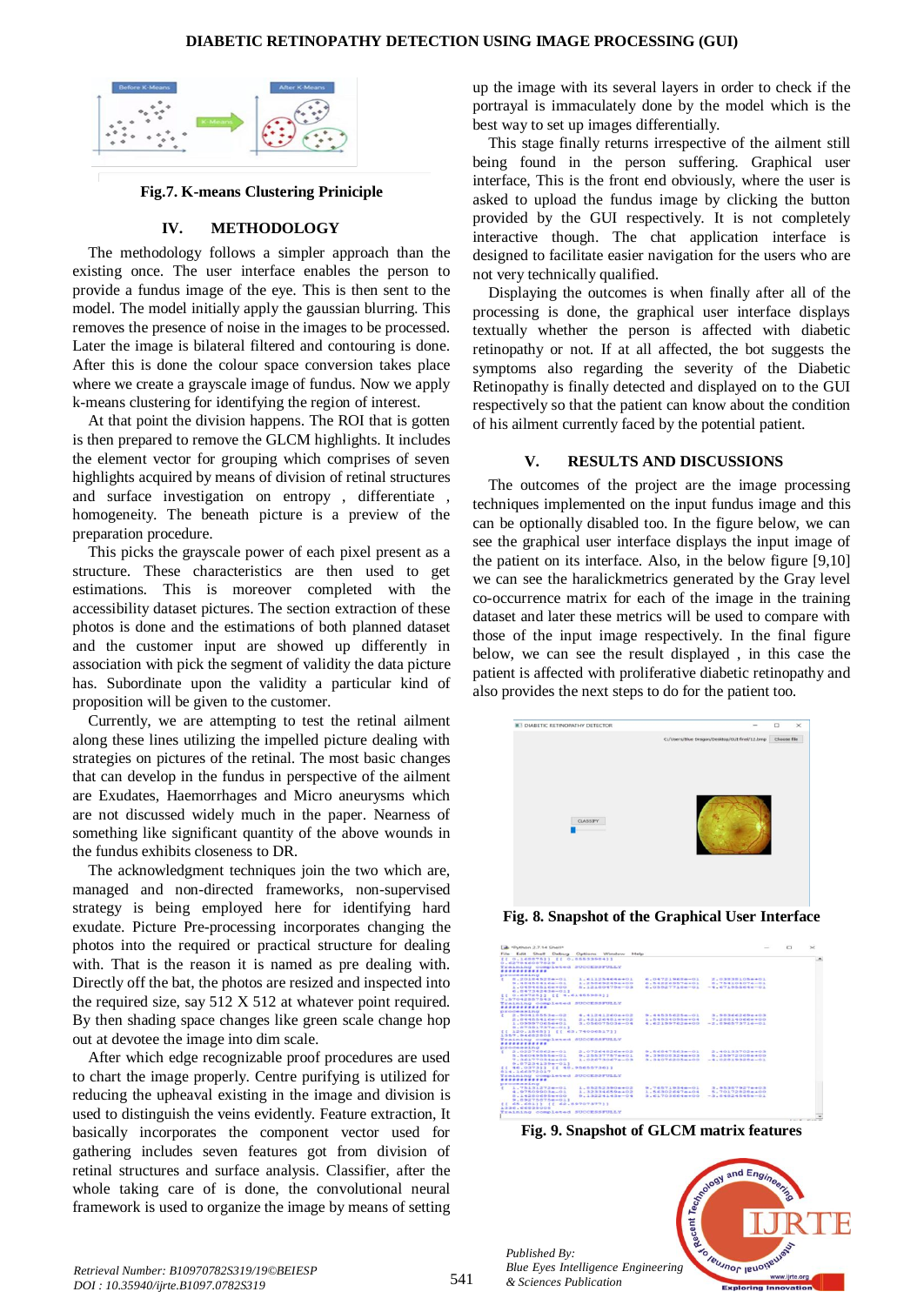Fig.7. K-means Clustering Priniciple

## IV. METHODOLOGY

The methodology follows a simpler approach than the existing once. The user interface enables the person to provide a fundus image of the eye. This is then sent to the model. The model initially apply the gaussian blurring. This removes the presence of noise in the images to be processed. Later the image is bilateral filtered and contouring is done. After this is done the colour space conversion takes place where we create a grayscale image of fundus. Now we apply k-means clustering for identifying the region of interest.

At that point the division happens. The ROI that is gotten is then prepared to remove the GLCM highlights. It includes the element vector for grouping which comprises of seven highlights acquired by means of division of retinal structures and surface investigation on entropy , differentiate , homogeneity. The beneath picture is a preview of the preparation procedure.

This picks the grayscale power of each pixel present as a structure. These characteristics are then used to get estimations. This is moreover completed with the accessibility dataset pictures. The section extraction of these photos is done and the estimations of both planned dataset and the customer input are showed up differently in association with pick the segment of validity the data picture has. Subordinate upon the validity a particular kind of proposition will be given to the customer.

Currently, we are attempting to test the retinal ailment along these lines utilizing the impelled picture dealing with strategies on pictures of the retinal. The most basic changes that can develop in the fundus in perspective of the ailment are Exudates, Haemorrhages and Micro aneurysms which are not discussed widely much in the paper. Nearness of something like significant quantity of the above wounds in the fundus exhibits closeness to DR.

The acknowledgment techniques join the two which are, managed and non-directed frameworks, non-supervised strategy is being employed here for identifying hard exudate. Picture Pre-processing incorporates changing the photos into the required or practical structure for dealing with. That is the reason it is named as pre dealing with. Directly off the bat, the photos are resized and inspected into the required size, say 512 X 512 at whatever point required. By then shading space changes like green scale change hop out at devotee the image into dim scale.

After which edge recognizable proof procedures are used to chart the image properly. Centre purifying is utilized for reducing the upheaval existing in the image and division is used to distinguish the veins evidently. Feature extraction, It basically incorporates the component vector used for gathering includes seven features got from division of retinal structures and surface analysis. Classifier, after the whole taking care of is done, the convolutional neural framework is used to organize the image by means of setting up the image with its several layers in order to check if the portrayal is immaculately done by the model which is the best way to set up images differentially.

This stage finally returns irrespective of the ailment still being found in the person suffering. Graphical user interface, This is the front end obviously, where the user is asked to upload the fundus image by clicking the button provided by the GUI respectively. It is not completely interactive though. The chat application interface is designed to facilitate easier navigation for the users who are not very technically qualified.

Displaying the outcomes is when finally after all of the processing is done, the graphical user interface displays textually whether the person is affected with diabetic retinopathy or not. If at all affected, the bot suggests the symptoms also regarding the severity of the Diabetic Retinopathy is finally detected and displayed on to the GUI respectively so that the patient can know about the condition of his ailment currently faced by the potential patient.

## V. RESULTS AND DISCUSSIONS

The outcomes of the project are the image processing techniques implemented on the input fundus image and this can be optionally disabled too. In the figure below, we can see the graphical user interface displays the input image of the patient on its interface. Also, in the below figure [9,10] we can see the haralickmetrics generated by the Gray level co-occurrence matrix for each of the image in the training dataset and later these metrics will be used to compare with those of the input image respectively. In the final figure below, we can see the result displayed , in this case the patient is affected with proliferative diabetic retinopathy and also provides the next steps to do for the patient too.

Fig. 8. Snapshot of the Graphical User Interface

Fig. 9. Snapshot of GLCM matrix features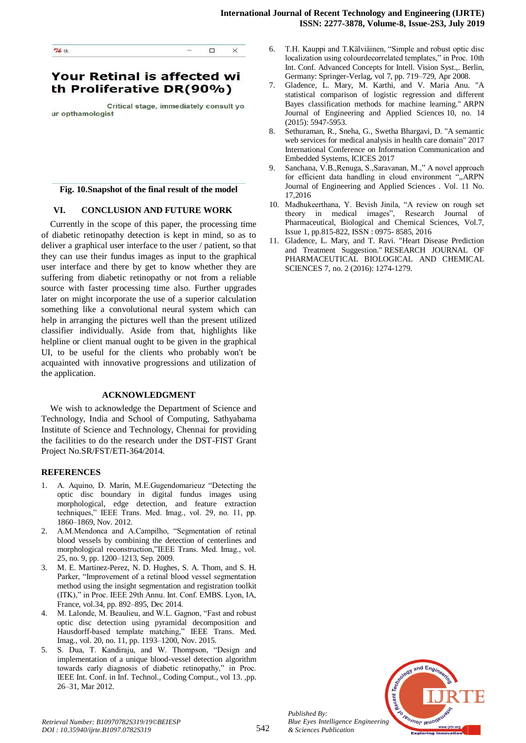Your Retinal is affected with Proliferative DR(90%)

Critical stage, immediately consult your opthamologist

**Fig. 10.Snapshot of the final result of the model**

## VI. CONCLUSION AND FUTURE WORK

Currently in the scope of this paper, the processing time of diabetic retinopathy detection is kept in mind, so as to deliver a graphical user interface to the user / patient, so that they can use their fundus images as input to the graphical user interface and there by get to know whether they are suffering from diabetic retinopathy or not from a reliable source with faster processing time also. Further upgrades later on might incorporate the use of a superior calculation something like a convolutional neural system which can help in arranging the pictures well than the present utilized classifier individually. Aside from that, highlights like helpline or client manual ought to be given in the graphical UI, to be useful for the clients who probably won't be acquainted with innovative progressions and utilization of the application.

## ACKNOWLEDGMENT

We wish to acknowledge the Department of Science and Technology, India and School of Computing, Sathyabama Institute of Science and Technology, Chennai for providing the facilities to do the research under the DST-FIST Grant Project No.SR/FST/ETI-364/2014.

## REFERENCES

1. A. Aquino, D. Marín, M.E.Gugendomarieuz "Detecting the optic disc boundary in digital fundus images using morphological, edge detection, and feature extraction techniques," IEEE Trans. Med. Imag., vol. 29, no. 11, pp. 1860–1869, Nov. 2012.
2. A.M.Mendonca and A.Campilho, "Segmentation of retinal blood vessels by combining the detection of centerlines and morphological reconstruction,"IEEE Trans. Med. Imag., vol. 25, no. 9, pp. 1200–1213, Sep. 2009.
3. M. E. Martinez-Perez, N. D. Hughes, S. A. Thom, and S. H. Parker, "Improvement of a retinal blood vessel segmentation method using the insight segmentation and registration toolkit (ITK)," in Proc. IEEE 29th Annu. Int. Conf. EMBS. Lyon, IA, France, vol.34, pp. 892–895, Dec 2014.
4. M. Lalonde, M. Beaulieu, and W.L. Gagnon, "Fast and robust optic disc detection using pyramidal decomposition and Hausdorff-based template matching," IEEE Trans. Med. Imag., vol. 20, no. 11, pp. 1193–1200, Nov. 2015.
5. S. Dua, T. Kandiraju, and W. Thompson, "Design and implementation of a unique blood-vessel detection algorithm towards early diagnosis of diabetic retinopathy," in Proc. IEEE Int. Conf. in Inf. Technol., Coding Comput., vol 13. ,pp. 26–31, Mar 2012.
6. T.H. Kauppi and T.Kälviäinen, "Simple and robust optic disc localization using colourdecorrelated templates," in Proc. 10th Int. Conf. Advanced Concepts for Intell. Vision Syst.,. Berlin, Germany: Springer-Verlag, vol 7, pp. 719–729, Apr 2008.
7. Gladence, L. Mary, M. Karthi, and V. Maria Anu. "A statistical comparison of logistic regression and different Bayes classification methods for machine learning." ARPN Journal of Engineering and Applied Sciences 10, no. 14 (2015): 5947-5953.
8. Sethuraman, R., Sneha, G., Swetha Bhargavi, D. "A semantic web services for medical analysis in health care domain" 2017 International Conference on Information Communication and Embedded Systems, ICICES 2017
9. Sanchana, V.B.,Renuga, S.,Saravanan, M.," A novel approach for efficient data handling in cloud environment ",,ARPN Journal of Engineering and Applied Sciences . Vol. 11 No. 17,2016
10. Madhukeerthana, Y. Bevish Jinila, "A review on rough set theory in medical images", Research Journal of Pharmaceutical, Biological and Chemical Sciences, Vol.7, Issue 1, pp.815-822, ISSN : 0975- 8585, 2016
11. Gladence, L. Mary, and T. Ravi. "Heart Disease Prediction and Treatment Suggestion." RESEARCH JOURNAL OF PHARMACEUTICAL BIOLOGICAL AND CHEMICAL SCIENCES 7, no. 2 (2016): 1274-1279.